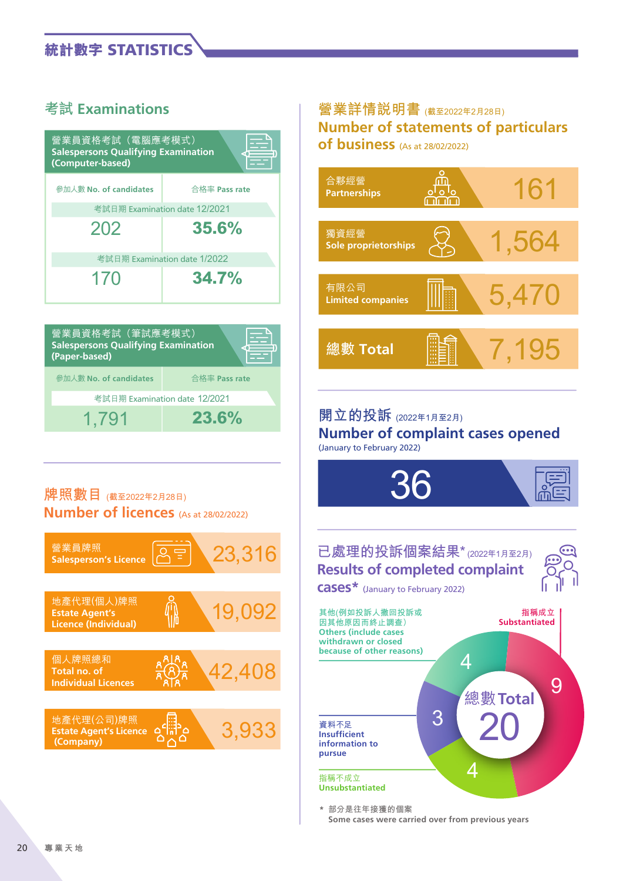# 統計數字 STATISTICS

## 考試 Examinations

### 營業員資格考試（電腦應考模式） Salespersons Qualifying Examination (Computer-based)

| 參加人數 No. of candidates | 合格率 Pass rate |
|---|---|
| 考試日期 Examination date 12/2021 | |
| 202 | 35.6% |
| 考試日期 Examination date 1/2022 | |
| 170 | 34.7% |

### 營業員資格考試（筆試應考模式） Salespersons Qualifying Examination (Paper-based)

| 參加人數 No. of candidates | 合格率 Pass rate |
|---|---|
| 考試日期 Examination date 12/2021 | |
| 1,791 | 23.6% |

## 牌照數目 (截至2022年2月28日) Number of licences (As at 28/02/2022)

| | |
|---|---|
| 營業員牌照 Salesperson's Licence | 23,316 |
| 地產代理(個人)牌照 Estate Agent's Licence (Individual) | 19,092 |
| 個人牌照總和 Total no. of Individual Licences | 42,408 |
| 地產代理(公司)牌照 Estate Agent's Licence (Company) | 3,933 |

## 營業詳情說明書 (截至2022年2月28日) Number of statements of particulars of business (As at 28/02/2022)

| | |
|---|---|
| 合夥經營 Partnerships | 161 |
| 獨資經營 Sole proprietorships | 1,564 |
| 有限公司 Limited companies | 5,470 |
| 總數 Total | 7,195 |

## 開立的投訴 (2022年1月至2月) Number of complaint cases opened (January to February 2022)

36

## 已處理的投訴個案結果* (2022年1月至2月) Results of completed complaint cases* (January to February 2022)

指稱成立 Substantiated 9

其他(例如投訴人撤回投訴或因其他原因而終止調查) Others (include cases withdrawn or closed because of other reasons) 4

資料不足 Insufficient information to pursue 3

指稱不成立 Unsubstantiated 4

總數 Total 20

\* 部分是往年接獲的個案
Some cases were carried over from previous years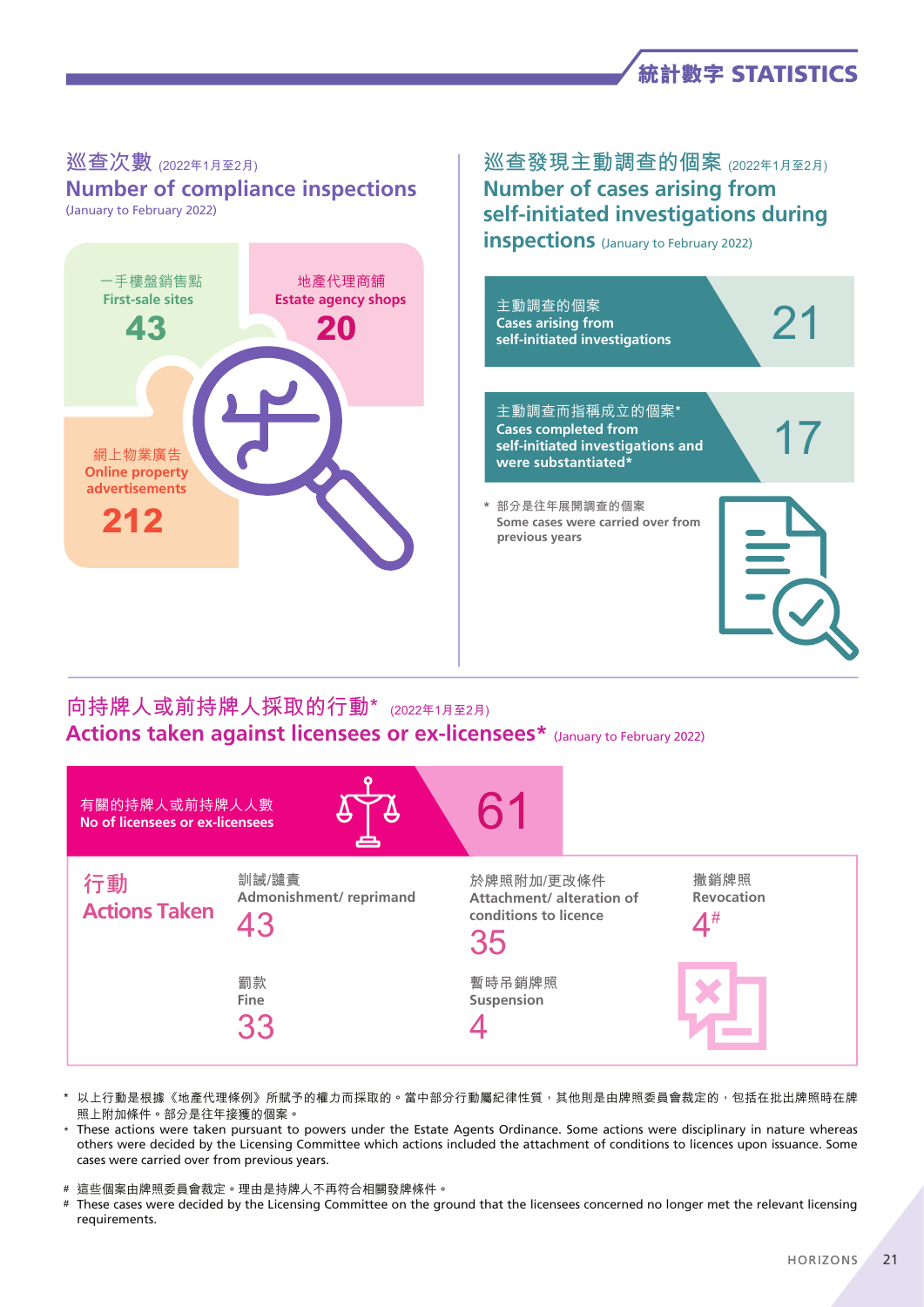## 巡查次數 (2022年1月至2月)
## Number of compliance inspections
(January to February 2022)

一手樓盤銷售點
First-sale sites
**43**

地產代理商舖
Estate agency shops
**20**

網上物業廣告
Online property advertisements
**212**

## 巡查發現主動調查的個案 (2022年1月至2月)
## Number of cases arising from self-initiated investigations during inspections (January to February 2022)

主動調查的個案
Cases arising from self-initiated investigations
**21**

主動調查而指稱成立的個案*
Cases completed from self-initiated investigations and were substantiated*
**17**

\* 部分是往年展開調查的個案
Some cases were carried over from previous years

## 向持牌人或前持牌人採取的行動* (2022年1月至2月)
## Actions taken against licensees or ex-licensees* (January to February 2022)

有關的持牌人或前持牌人人數
No of licensees or ex-licensees
**61**

行動
Actions Taken

訓誡/譴責
Admonishment/ reprimand
43

於牌照附加/更改條件
Attachment/ alteration of conditions to licence
35

撤銷牌照
Revocation
4#

罰款
Fine
33

暫時吊銷牌照
Suspension
4

\* 以上行動是根據《地產代理條例》所賦予的權力而採取的。當中部分行動屬紀律性質，其他則是由牌照委員會裁定的，包括在批出牌照時在牌照上附加條件。部分是往年接獲的個案。

\* These actions were taken pursuant to powers under the Estate Agents Ordinance. Some actions were disciplinary in nature whereas others were decided by the Licensing Committee which actions included the attachment of conditions to licences upon issuance. Some cases were carried over from previous years.

\# 這些個案由牌照委員會裁定。理由是持牌人不再符合相關發牌條件。

\# These cases were decided by the Licensing Committee on the ground that the licensees concerned no longer met the relevant licensing requirements.